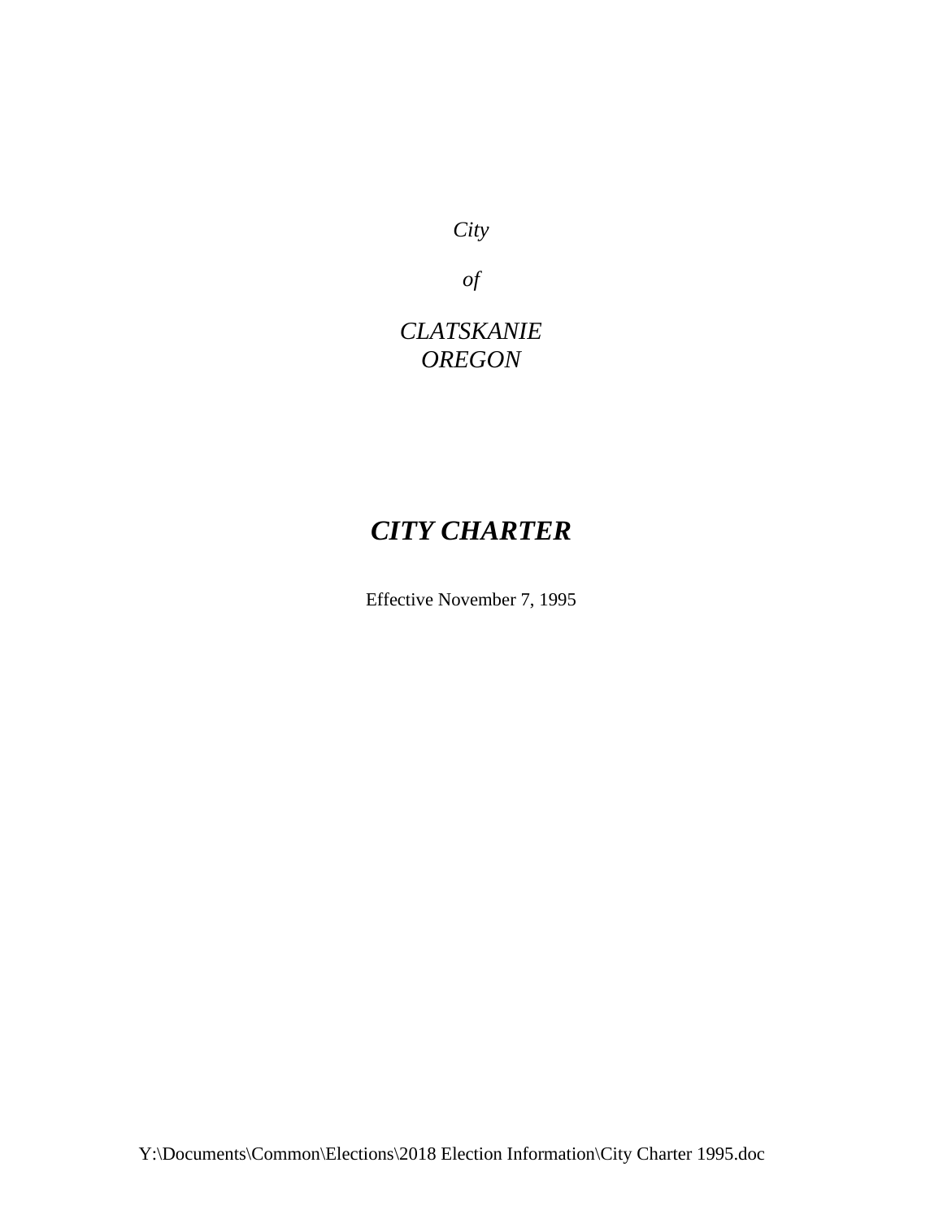*City*

*of*

*CLATSKANIE*
*OREGON*

# ***CITY CHARTER***

Effective November 7, 1995

Y:\Documents\Common\Elections\2018 Election Information\City Charter 1995.doc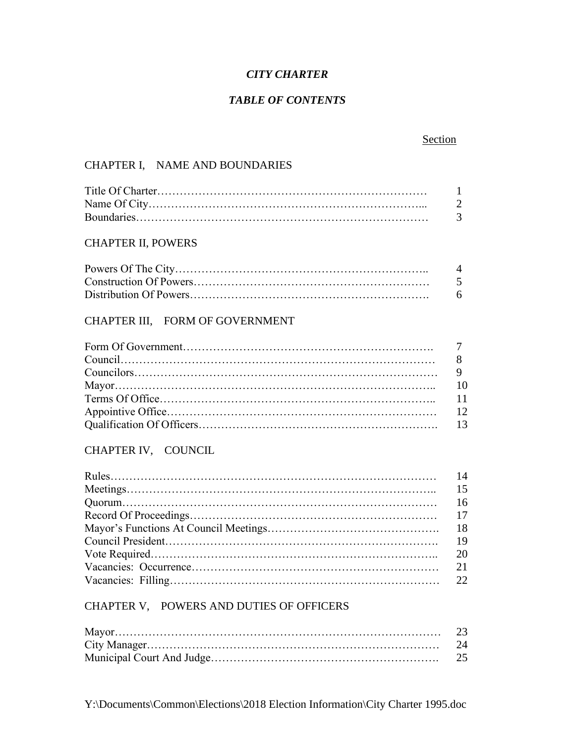# *CITY CHARTER*

## *TABLE OF CONTENTS*

| | Section |
|---|---|
| **CHAPTER I, NAME AND BOUNDARIES** | |
| Title Of Charter | 1 |
| Name Of City | 2 |
| Boundaries | 3 |
| **CHAPTER II, POWERS** | |
| Powers Of The City | 4 |
| Construction Of Powers | 5 |
| Distribution Of Powers | 6 |
| **CHAPTER III, FORM OF GOVERNMENT** | |
| Form Of Government | 7 |
| Council | 8 |
| Councilors | 9 |
| Mayor | 10 |
| Terms Of Office | 11 |
| Appointive Office | 12 |
| Qualification Of Officers | 13 |
| **CHAPTER IV, COUNCIL** | |
| Rules | 14 |
| Meetings | 15 |
| Quorum | 16 |
| Record Of Proceedings | 17 |
| Mayor's Functions At Council Meetings | 18 |
| Council President | 19 |
| Vote Required | 20 |
| Vacancies: Occurrence | 21 |
| Vacancies: Filling | 22 |
| **CHAPTER V, POWERS AND DUTIES OF OFFICERS** | |
| Mayor | 23 |
| City Manager | 24 |
| Municipal Court And Judge | 25 |

Y:\Documents\Common\Elections\2018 Election Information\City Charter 1995.doc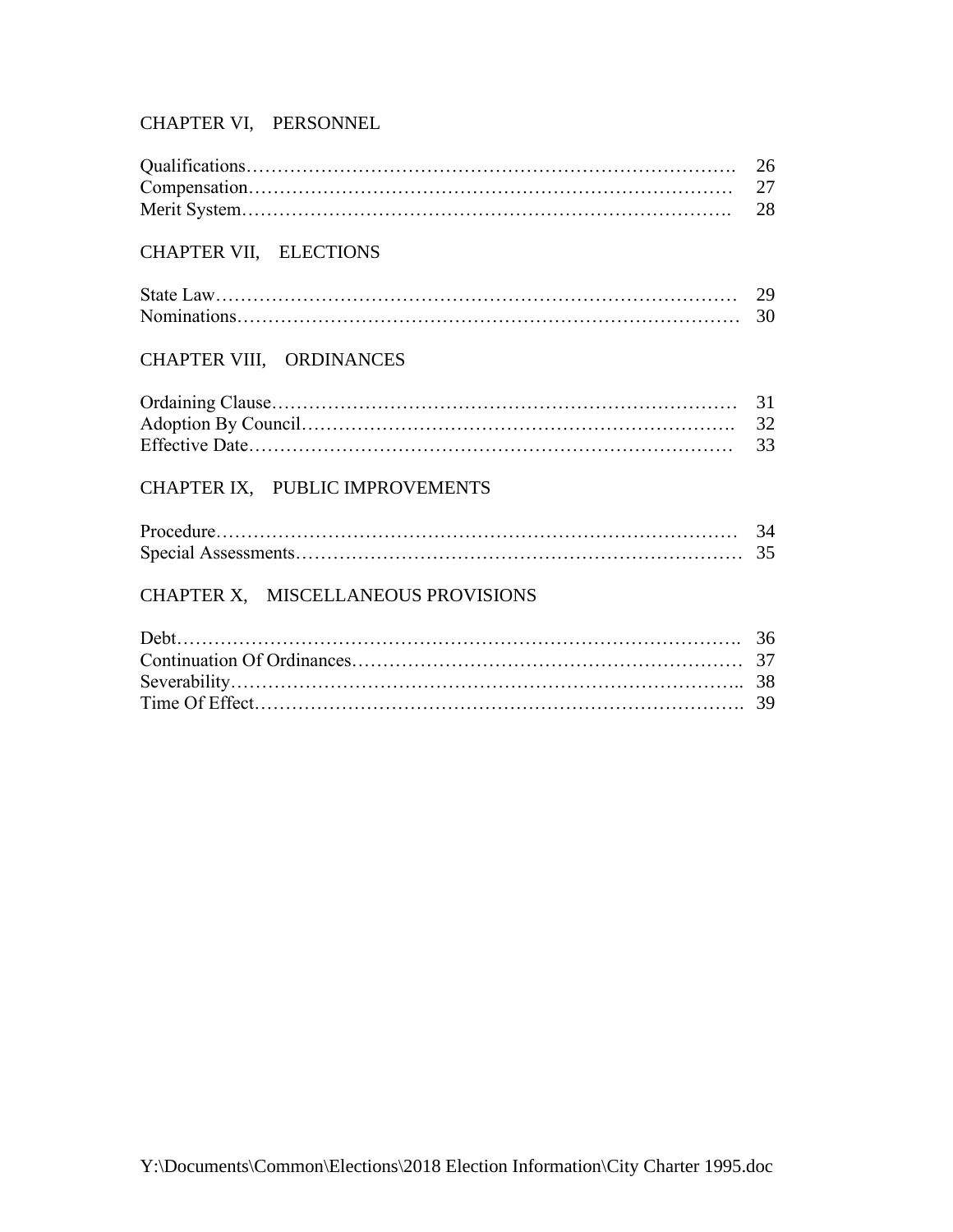## CHAPTER VI, PERSONNEL

| | |
|---|---|
| Qualifications | 26 |
| Compensation | 27 |
| Merit System | 28 |

## CHAPTER VII, ELECTIONS

| | |
|---|---|
| State Law | 29 |
| Nominations | 30 |

## CHAPTER VIII, ORDINANCES

| | |
|---|---|
| Ordaining Clause | 31 |
| Adoption By Council | 32 |
| Effective Date | 33 |

## CHAPTER IX, PUBLIC IMPROVEMENTS

| | |
|---|---|
| Procedure | 34 |
| Special Assessments | 35 |

## CHAPTER X, MISCELLANEOUS PROVISIONS

| | |
|---|---|
| Debt | 36 |
| Continuation Of Ordinances | 37 |
| Severability | 38 |
| Time Of Effect | 39 |

Y:\Documents\Common\Elections\2018 Election Information\City Charter 1995.doc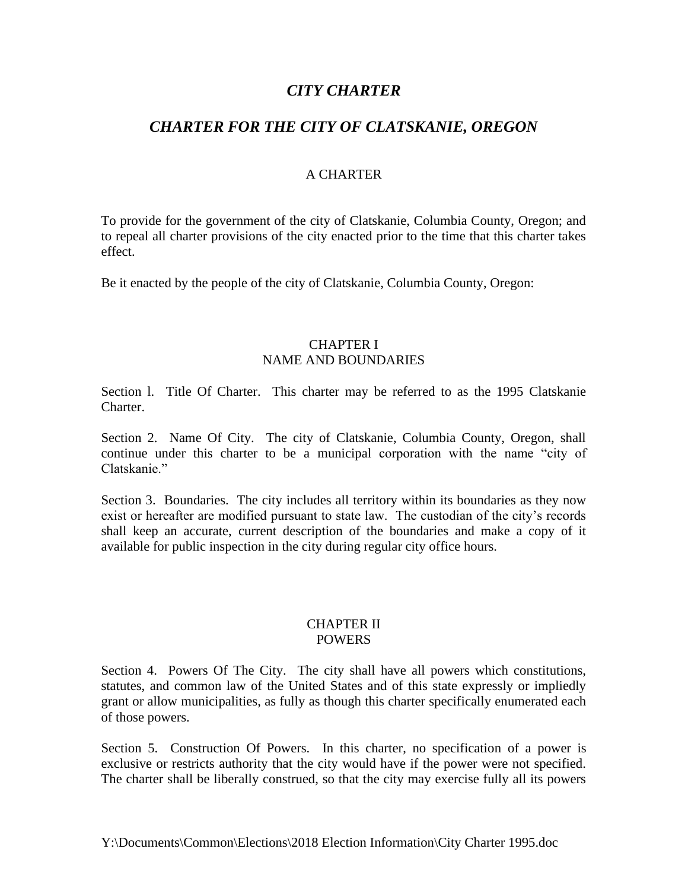# *CITY CHARTER*

## *CHARTER FOR THE CITY OF CLATSKANIE, OREGON*

A CHARTER

To provide for the government of the city of Clatskanie, Columbia County, Oregon; and to repeal all charter provisions of the city enacted prior to the time that this charter takes effect.

Be it enacted by the people of the city of Clatskanie, Columbia County, Oregon:

### CHAPTER I
### NAME AND BOUNDARIES

Section l. Title Of Charter. This charter may be referred to as the 1995 Clatskanie Charter.

Section 2. Name Of City. The city of Clatskanie, Columbia County, Oregon, shall continue under this charter to be a municipal corporation with the name "city of Clatskanie."

Section 3. Boundaries. The city includes all territory within its boundaries as they now exist or hereafter are modified pursuant to state law. The custodian of the city's records shall keep an accurate, current description of the boundaries and make a copy of it available for public inspection in the city during regular city office hours.

### CHAPTER II
### POWERS

Section 4. Powers Of The City. The city shall have all powers which constitutions, statutes, and common law of the United States and of this state expressly or impliedly grant or allow municipalities, as fully as though this charter specifically enumerated each of those powers.

Section 5. Construction Of Powers. In this charter, no specification of a power is exclusive or restricts authority that the city would have if the power were not specified. The charter shall be liberally construed, so that the city may exercise fully all its powers

Y:\Documents\Common\Elections\2018 Election Information\City Charter 1995.doc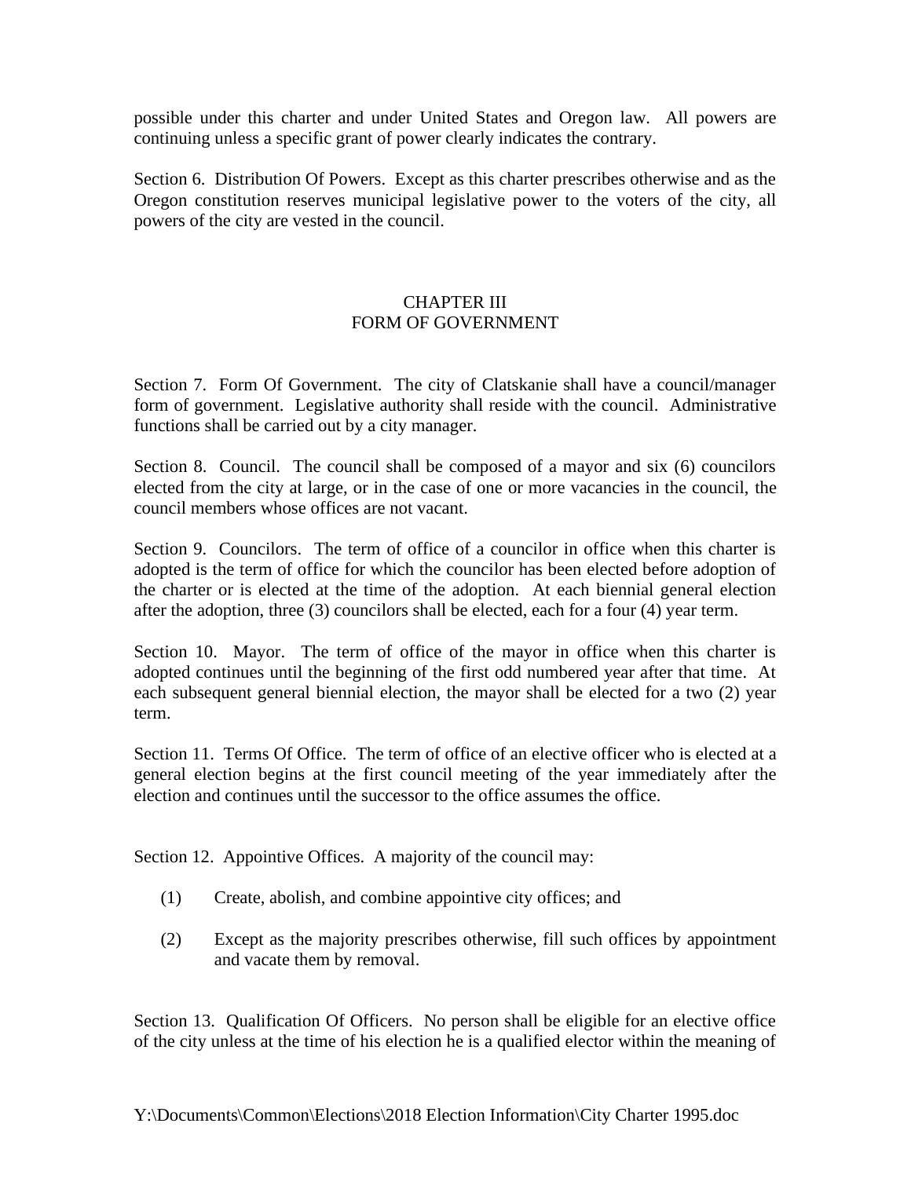possible under this charter and under United States and Oregon law. All powers are continuing unless a specific grant of power clearly indicates the contrary.

Section 6. Distribution Of Powers. Except as this charter prescribes otherwise and as the Oregon constitution reserves municipal legislative power to the voters of the city, all powers of the city are vested in the council.

## CHAPTER III
## FORM OF GOVERNMENT

Section 7. Form Of Government. The city of Clatskanie shall have a council/manager form of government. Legislative authority shall reside with the council. Administrative functions shall be carried out by a city manager.

Section 8. Council. The council shall be composed of a mayor and six (6) councilors elected from the city at large, or in the case of one or more vacancies in the council, the council members whose offices are not vacant.

Section 9. Councilors. The term of office of a councilor in office when this charter is adopted is the term of office for which the councilor has been elected before adoption of the charter or is elected at the time of the adoption. At each biennial general election after the adoption, three (3) councilors shall be elected, each for a four (4) year term.

Section 10. Mayor. The term of office of the mayor in office when this charter is adopted continues until the beginning of the first odd numbered year after that time. At each subsequent general biennial election, the mayor shall be elected for a two (2) year term.

Section 11. Terms Of Office. The term of office of an elective officer who is elected at a general election begins at the first council meeting of the year immediately after the election and continues until the successor to the office assumes the office.

Section 12. Appointive Offices. A majority of the council may:

(1) Create, abolish, and combine appointive city offices; and

(2) Except as the majority prescribes otherwise, fill such offices by appointment and vacate them by removal.

Section 13. Qualification Of Officers. No person shall be eligible for an elective office of the city unless at the time of his election he is a qualified elector within the meaning of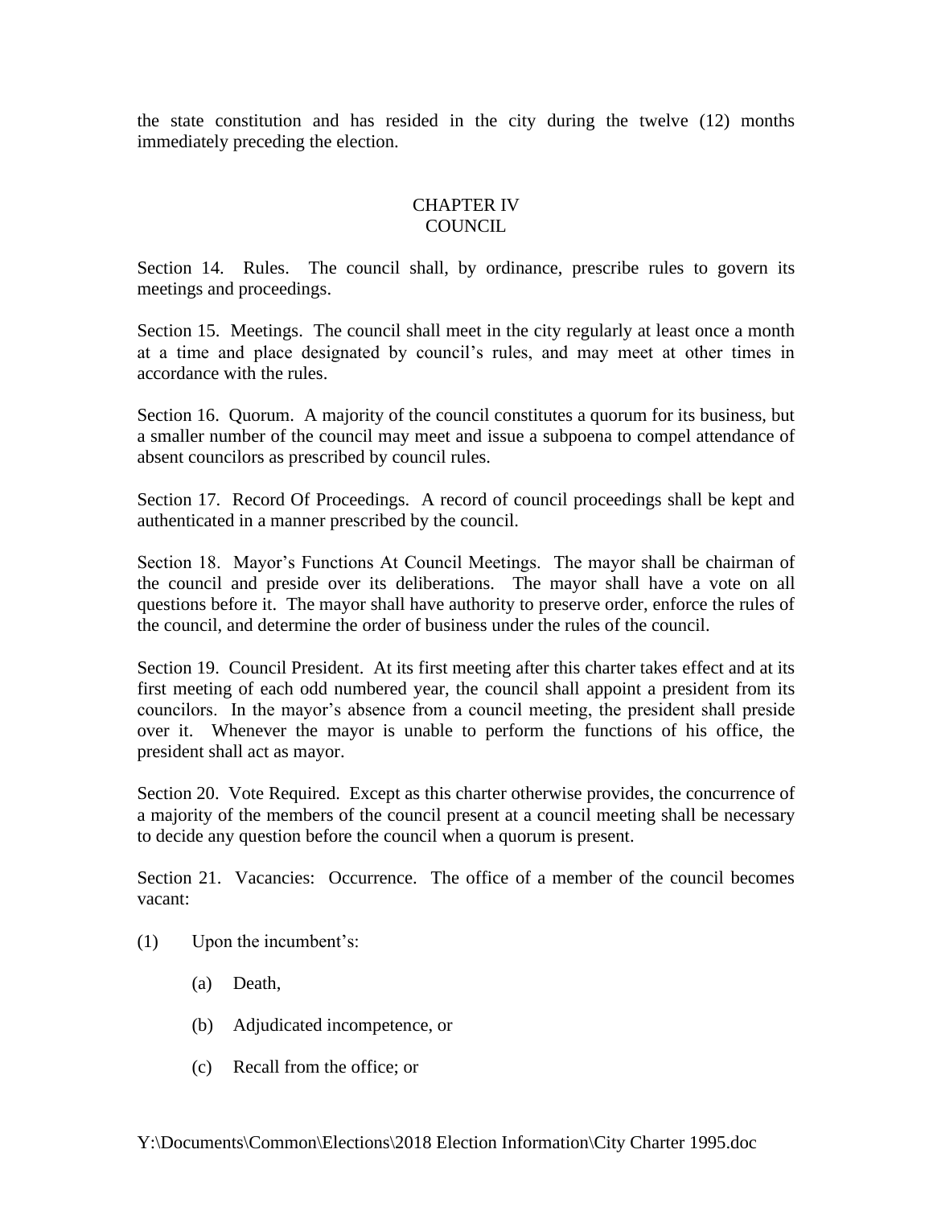the state constitution and has resided in the city during the twelve (12) months immediately preceding the election.

## CHAPTER IV
## COUNCIL

Section 14. Rules. The council shall, by ordinance, prescribe rules to govern its meetings and proceedings.

Section 15. Meetings. The council shall meet in the city regularly at least once a month at a time and place designated by council's rules, and may meet at other times in accordance with the rules.

Section 16. Quorum. A majority of the council constitutes a quorum for its business, but a smaller number of the council may meet and issue a subpoena to compel attendance of absent councilors as prescribed by council rules.

Section 17. Record Of Proceedings. A record of council proceedings shall be kept and authenticated in a manner prescribed by the council.

Section 18. Mayor's Functions At Council Meetings. The mayor shall be chairman of the council and preside over its deliberations. The mayor shall have a vote on all questions before it. The mayor shall have authority to preserve order, enforce the rules of the council, and determine the order of business under the rules of the council.

Section 19. Council President. At its first meeting after this charter takes effect and at its first meeting of each odd numbered year, the council shall appoint a president from its councilors. In the mayor's absence from a council meeting, the president shall preside over it. Whenever the mayor is unable to perform the functions of his office, the president shall act as mayor.

Section 20. Vote Required. Except as this charter otherwise provides, the concurrence of a majority of the members of the council present at a council meeting shall be necessary to decide any question before the council when a quorum is present.

Section 21. Vacancies: Occurrence. The office of a member of the council becomes vacant:

(1) Upon the incumbent's:

- (a) Death,
- (b) Adjudicated incompetence, or
- (c) Recall from the office; or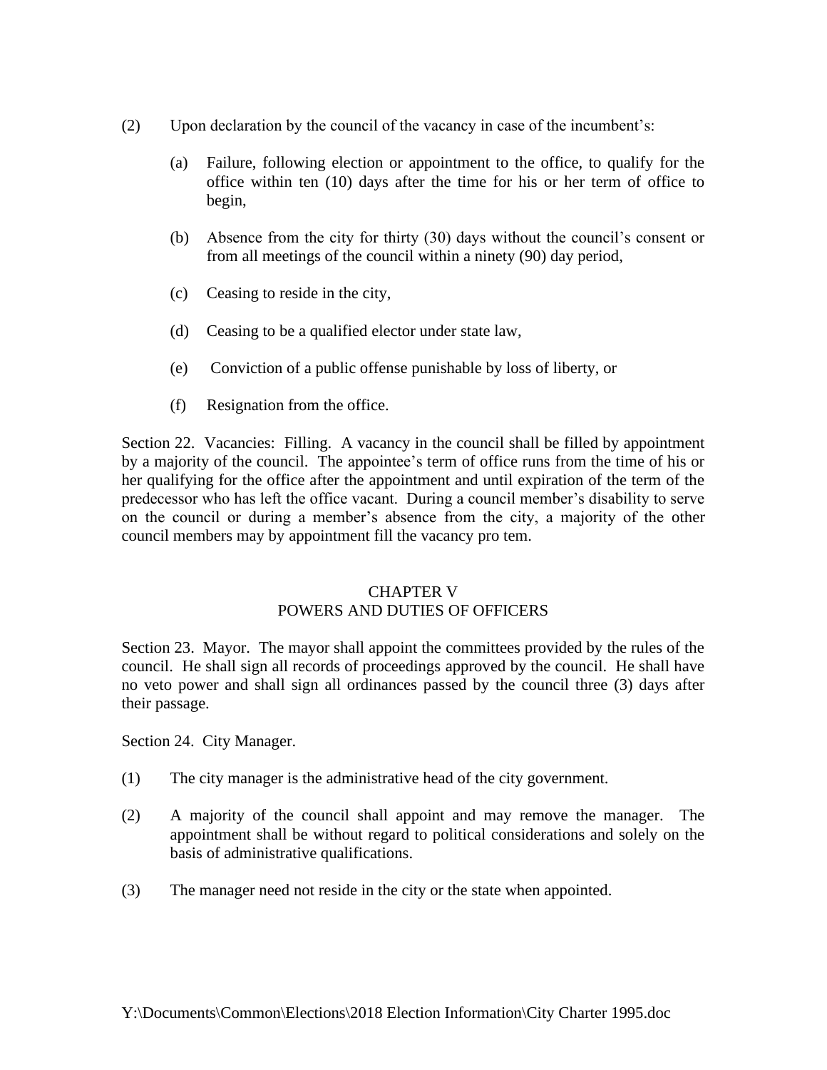(2) Upon declaration by the council of the vacancy in case of the incumbent's:

(a) Failure, following election or appointment to the office, to qualify for the office within ten (10) days after the time for his or her term of office to begin,

(b) Absence from the city for thirty (30) days without the council's consent or from all meetings of the council within a ninety (90) day period,

(c) Ceasing to reside in the city,

(d) Ceasing to be a qualified elector under state law,

(e) Conviction of a public offense punishable by loss of liberty, or

(f) Resignation from the office.

Section 22. Vacancies: Filling. A vacancy in the council shall be filled by appointment by a majority of the council. The appointee's term of office runs from the time of his or her qualifying for the office after the appointment and until expiration of the term of the predecessor who has left the office vacant. During a council member's disability to serve on the council or during a member's absence from the city, a majority of the other council members may by appointment fill the vacancy pro tem.

## CHAPTER V
## POWERS AND DUTIES OF OFFICERS

Section 23. Mayor. The mayor shall appoint the committees provided by the rules of the council. He shall sign all records of proceedings approved by the council. He shall have no veto power and shall sign all ordinances passed by the council three (3) days after their passage.

Section 24. City Manager.

(1) The city manager is the administrative head of the city government.

(2) A majority of the council shall appoint and may remove the manager. The appointment shall be without regard to political considerations and solely on the basis of administrative qualifications.

(3) The manager need not reside in the city or the state when appointed.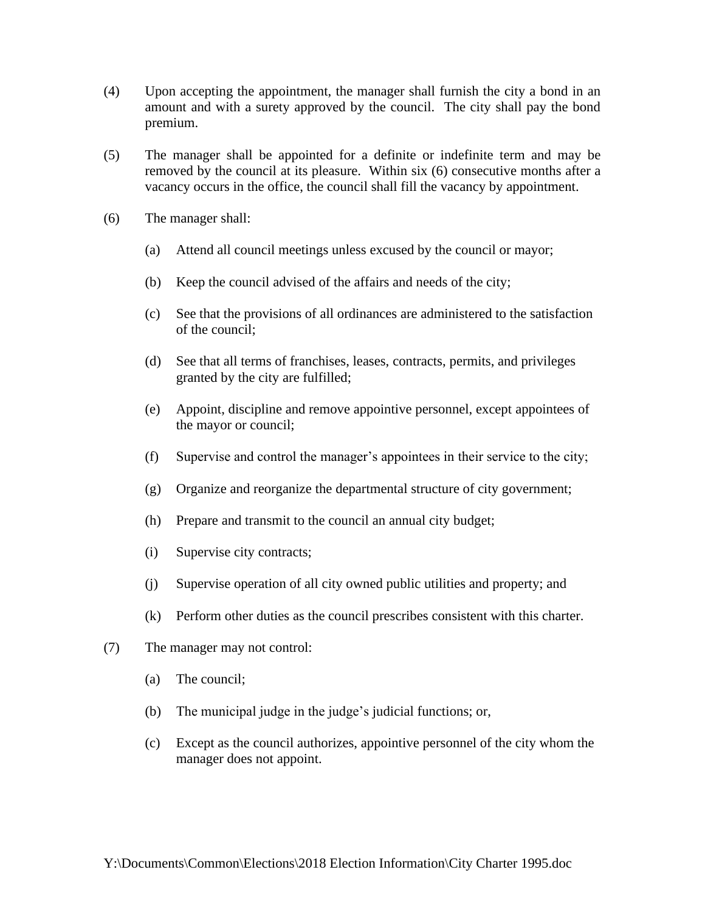(4) Upon accepting the appointment, the manager shall furnish the city a bond in an amount and with a surety approved by the council. The city shall pay the bond premium.

(5) The manager shall be appointed for a definite or indefinite term and may be removed by the council at its pleasure. Within six (6) consecutive months after a vacancy occurs in the office, the council shall fill the vacancy by appointment.

(6) The manager shall:

  (a) Attend all council meetings unless excused by the council or mayor;

  (b) Keep the council advised of the affairs and needs of the city;

  (c) See that the provisions of all ordinances are administered to the satisfaction of the council;

  (d) See that all terms of franchises, leases, contracts, permits, and privileges granted by the city are fulfilled;

  (e) Appoint, discipline and remove appointive personnel, except appointees of the mayor or council;

  (f) Supervise and control the manager's appointees in their service to the city;

  (g) Organize and reorganize the departmental structure of city government;

  (h) Prepare and transmit to the council an annual city budget;

  (i) Supervise city contracts;

  (j) Supervise operation of all city owned public utilities and property; and

  (k) Perform other duties as the council prescribes consistent with this charter.

(7) The manager may not control:

  (a) The council;

  (b) The municipal judge in the judge's judicial functions; or,

  (c) Except as the council authorizes, appointive personnel of the city whom the manager does not appoint.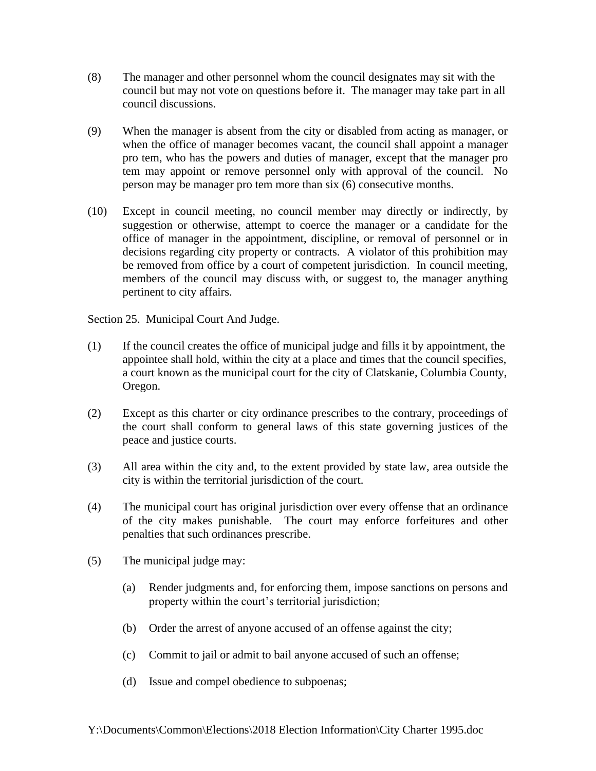(8) The manager and other personnel whom the council designates may sit with the council but may not vote on questions before it. The manager may take part in all council discussions.

(9) When the manager is absent from the city or disabled from acting as manager, or when the office of manager becomes vacant, the council shall appoint a manager pro tem, who has the powers and duties of manager, except that the manager pro tem may appoint or remove personnel only with approval of the council. No person may be manager pro tem more than six (6) consecutive months.

(10) Except in council meeting, no council member may directly or indirectly, by suggestion or otherwise, attempt to coerce the manager or a candidate for the office of manager in the appointment, discipline, or removal of personnel or in decisions regarding city property or contracts. A violator of this prohibition may be removed from office by a court of competent jurisdiction. In council meeting, members of the council may discuss with, or suggest to, the manager anything pertinent to city affairs.

Section 25. Municipal Court And Judge.

(1) If the council creates the office of municipal judge and fills it by appointment, the appointee shall hold, within the city at a place and times that the council specifies, a court known as the municipal court for the city of Clatskanie, Columbia County, Oregon.

(2) Except as this charter or city ordinance prescribes to the contrary, proceedings of the court shall conform to general laws of this state governing justices of the peace and justice courts.

(3) All area within the city and, to the extent provided by state law, area outside the city is within the territorial jurisdiction of the court.

(4) The municipal court has original jurisdiction over every offense that an ordinance of the city makes punishable. The court may enforce forfeitures and other penalties that such ordinances prescribe.

(5) The municipal judge may:

(a) Render judgments and, for enforcing them, impose sanctions on persons and property within the court's territorial jurisdiction;

(b) Order the arrest of anyone accused of an offense against the city;

(c) Commit to jail or admit to bail anyone accused of such an offense;

(d) Issue and compel obedience to subpoenas;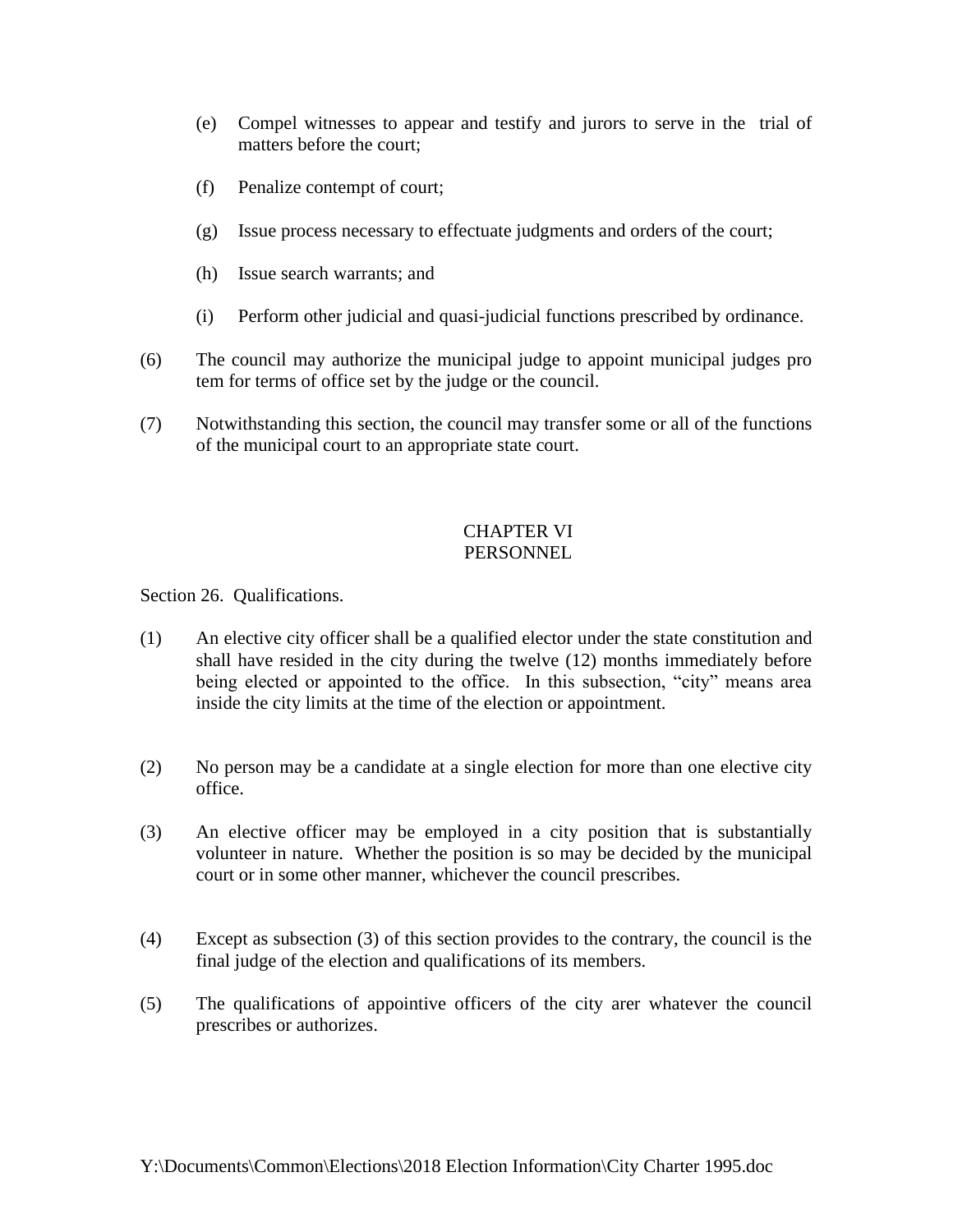(e) Compel witnesses to appear and testify and jurors to serve in the trial of matters before the court;

(f) Penalize contempt of court;

(g) Issue process necessary to effectuate judgments and orders of the court;

(h) Issue search warrants; and

(i) Perform other judicial and quasi-judicial functions prescribed by ordinance.

(6) The council may authorize the municipal judge to appoint municipal judges pro tem for terms of office set by the judge or the council.

(7) Notwithstanding this section, the council may transfer some or all of the functions of the municipal court to an appropriate state court.

## CHAPTER VI
## PERSONNEL

Section 26. Qualifications.

(1) An elective city officer shall be a qualified elector under the state constitution and shall have resided in the city during the twelve (12) months immediately before being elected or appointed to the office. In this subsection, "city" means area inside the city limits at the time of the election or appointment.

(2) No person may be a candidate at a single election for more than one elective city office.

(3) An elective officer may be employed in a city position that is substantially volunteer in nature. Whether the position is so may be decided by the municipal court or in some other manner, whichever the council prescribes.

(4) Except as subsection (3) of this section provides to the contrary, the council is the final judge of the election and qualifications of its members.

(5) The qualifications of appointive officers of the city arer whatever the council prescribes or authorizes.

Y:\Documents\Common\Elections\2018 Election Information\City Charter 1995.doc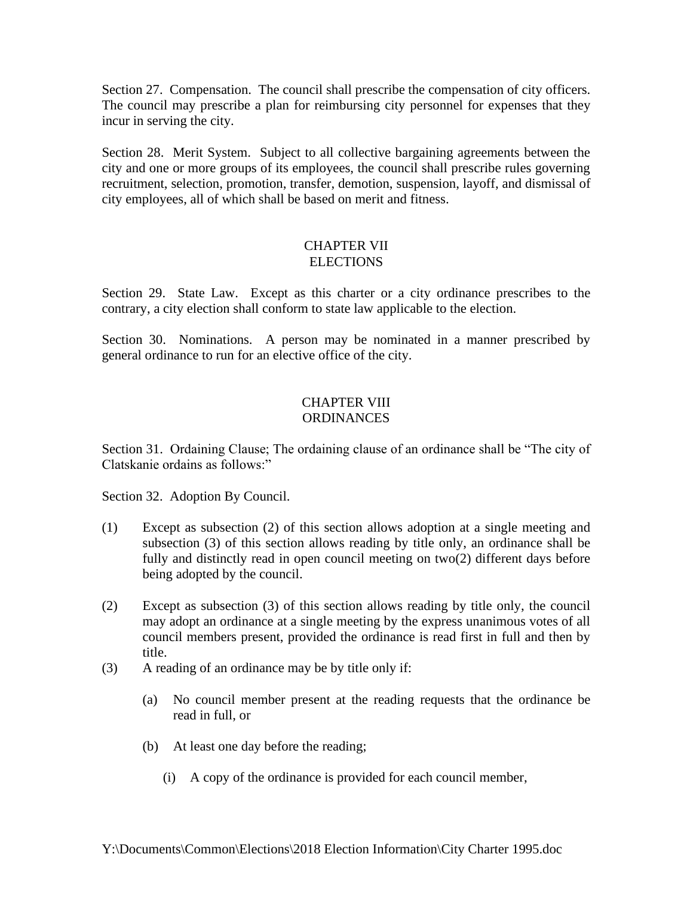Section 27. Compensation. The council shall prescribe the compensation of city officers. The council may prescribe a plan for reimbursing city personnel for expenses that they incur in serving the city.

Section 28. Merit System. Subject to all collective bargaining agreements between the city and one or more groups of its employees, the council shall prescribe rules governing recruitment, selection, promotion, transfer, demotion, suspension, layoff, and dismissal of city employees, all of which shall be based on merit and fitness.

## CHAPTER VII
## ELECTIONS

Section 29. State Law. Except as this charter or a city ordinance prescribes to the contrary, a city election shall conform to state law applicable to the election.

Section 30. Nominations. A person may be nominated in a manner prescribed by general ordinance to run for an elective office of the city.

## CHAPTER VIII
## ORDINANCES

Section 31. Ordaining Clause; The ordaining clause of an ordinance shall be "The city of Clatskanie ordains as follows:"

Section 32. Adoption By Council.

(1) Except as subsection (2) of this section allows adoption at a single meeting and subsection (3) of this section allows reading by title only, an ordinance shall be fully and distinctly read in open council meeting on two(2) different days before being adopted by the council.

(2) Except as subsection (3) of this section allows reading by title only, the council may adopt an ordinance at a single meeting by the express unanimous votes of all council members present, provided the ordinance is read first in full and then by title.

(3) A reading of an ordinance may be by title only if:

  (a) No council member present at the reading requests that the ordinance be read in full, or

  (b) At least one day before the reading;

    (i) A copy of the ordinance is provided for each council member,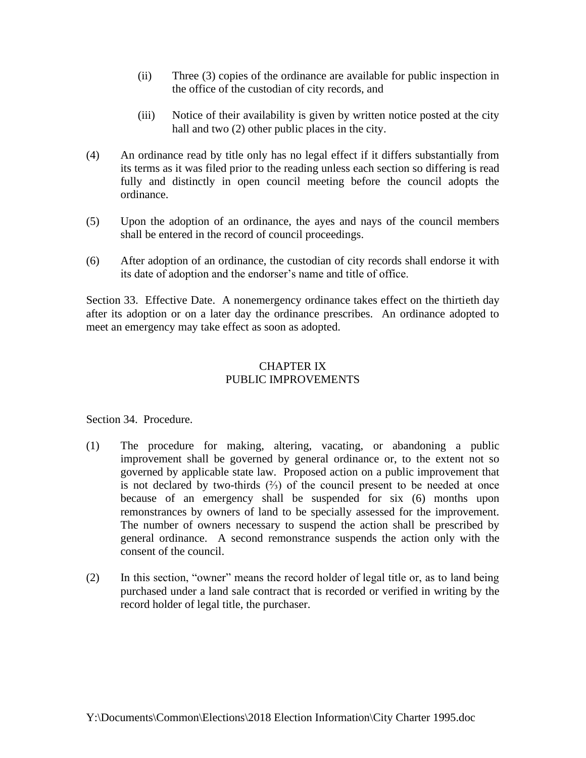(ii) Three (3) copies of the ordinance are available for public inspection in the office of the custodian of city records, and

(iii) Notice of their availability is given by written notice posted at the city hall and two (2) other public places in the city.

(4) An ordinance read by title only has no legal effect if it differs substantially from its terms as it was filed prior to the reading unless each section so differing is read fully and distinctly in open council meeting before the council adopts the ordinance.

(5) Upon the adoption of an ordinance, the ayes and nays of the council members shall be entered in the record of council proceedings.

(6) After adoption of an ordinance, the custodian of city records shall endorse it with its date of adoption and the endorser's name and title of office.

Section 33. Effective Date. A nonemergency ordinance takes effect on the thirtieth day after its adoption or on a later day the ordinance prescribes. An ordinance adopted to meet an emergency may take effect as soon as adopted.

## CHAPTER IX
## PUBLIC IMPROVEMENTS

Section 34. Procedure.

(1) The procedure for making, altering, vacating, or abandoning a public improvement shall be governed by general ordinance or, to the extent not so governed by applicable state law. Proposed action on a public improvement that is not declared by two-thirds (⅔) of the council present to be needed at once because of an emergency shall be suspended for six (6) months upon remonstrances by owners of land to be specially assessed for the improvement. The number of owners necessary to suspend the action shall be prescribed by general ordinance. A second remonstrance suspends the action only with the consent of the council.

(2) In this section, "owner" means the record holder of legal title or, as to land being purchased under a land sale contract that is recorded or verified in writing by the record holder of legal title, the purchaser.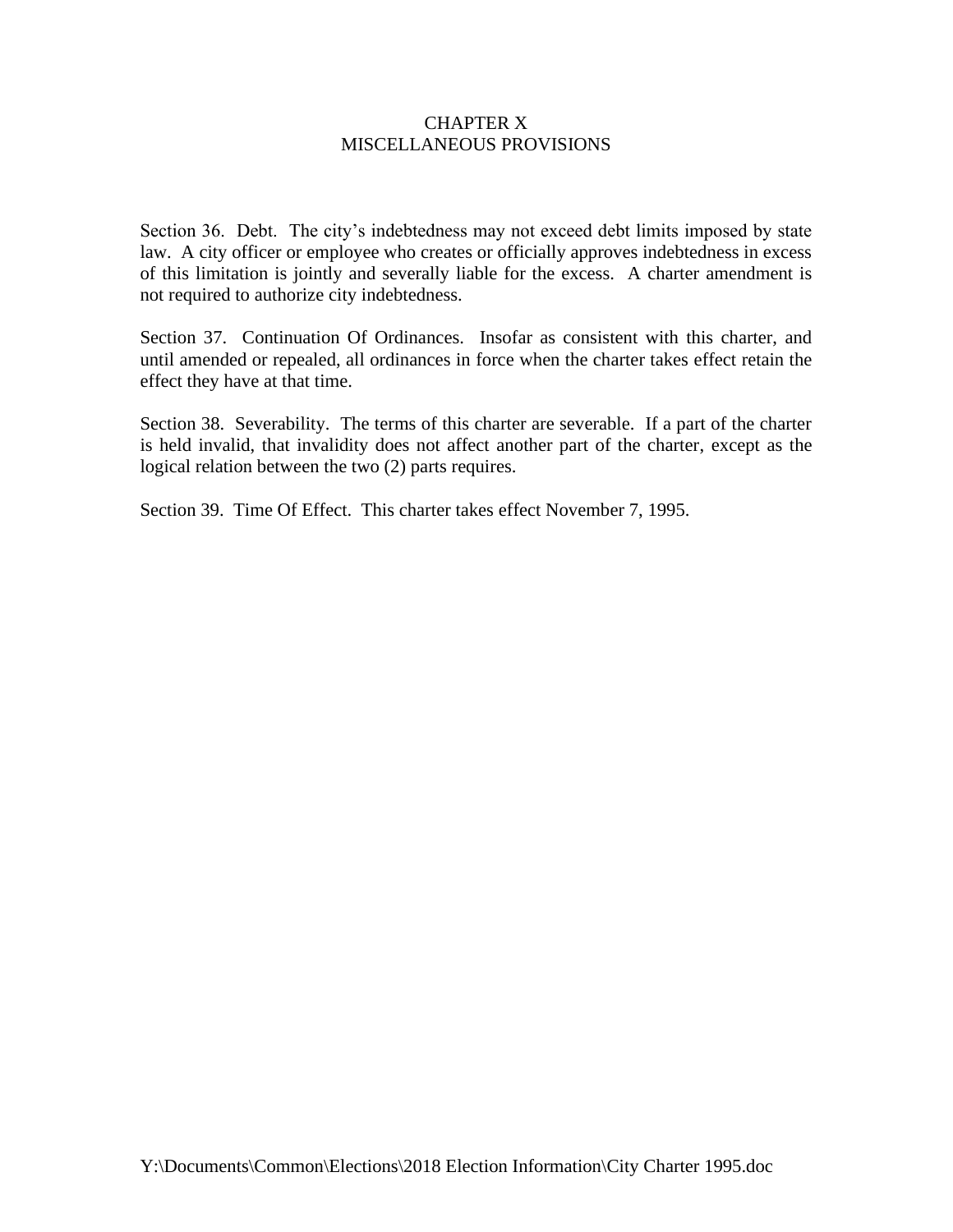# CHAPTER X
## MISCELLANEOUS PROVISIONS

Section 36. Debt. The city's indebtedness may not exceed debt limits imposed by state law. A city officer or employee who creates or officially approves indebtedness in excess of this limitation is jointly and severally liable for the excess. A charter amendment is not required to authorize city indebtedness.

Section 37. Continuation Of Ordinances. Insofar as consistent with this charter, and until amended or repealed, all ordinances in force when the charter takes effect retain the effect they have at that time.

Section 38. Severability. The terms of this charter are severable. If a part of the charter is held invalid, that invalidity does not affect another part of the charter, except as the logical relation between the two (2) parts requires.

Section 39. Time Of Effect. This charter takes effect November 7, 1995.